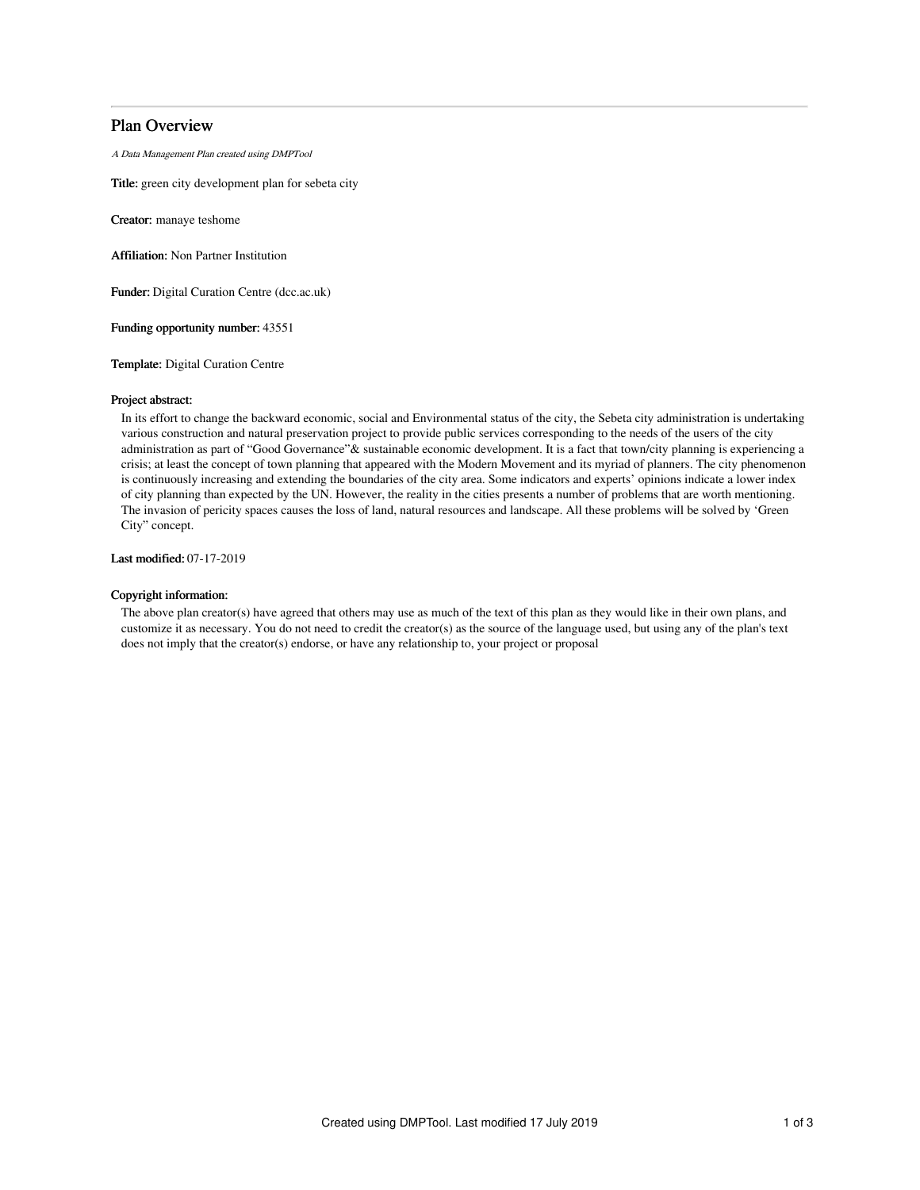# Plan Overview

*A Data Management Plan created using DMPTool*

**Title:** green city development plan for sebeta city

**Creator:** manaye teshome

**Affiliation:** Non Partner Institution

**Funder:** Digital Curation Centre (dcc.ac.uk)

**Funding opportunity number:** 43551

**Template:** Digital Curation Centre

**Project abstract:**

In its effort to change the backward economic, social and Environmental status of the city, the Sebeta city administration is undertaking various construction and natural preservation project to provide public services corresponding to the needs of the users of the city administration as part of "Good Governance"& sustainable economic development. It is a fact that town/city planning is experiencing a crisis; at least the concept of town planning that appeared with the Modern Movement and its myriad of planners. The city phenomenon is continuously increasing and extending the boundaries of the city area. Some indicators and experts' opinions indicate a lower index of city planning than expected by the UN. However, the reality in the cities presents a number of problems that are worth mentioning. The invasion of pericity spaces causes the loss of land, natural resources and landscape. All these problems will be solved by 'Green City" concept.

**Last modified:** 07-17-2019

**Copyright information:**

The above plan creator(s) have agreed that others may use as much of the text of this plan as they would like in their own plans, and customize it as necessary. You do not need to credit the creator(s) as the source of the language used, but using any of the plan's text does not imply that the creator(s) endorse, or have any relationship to, your project or proposal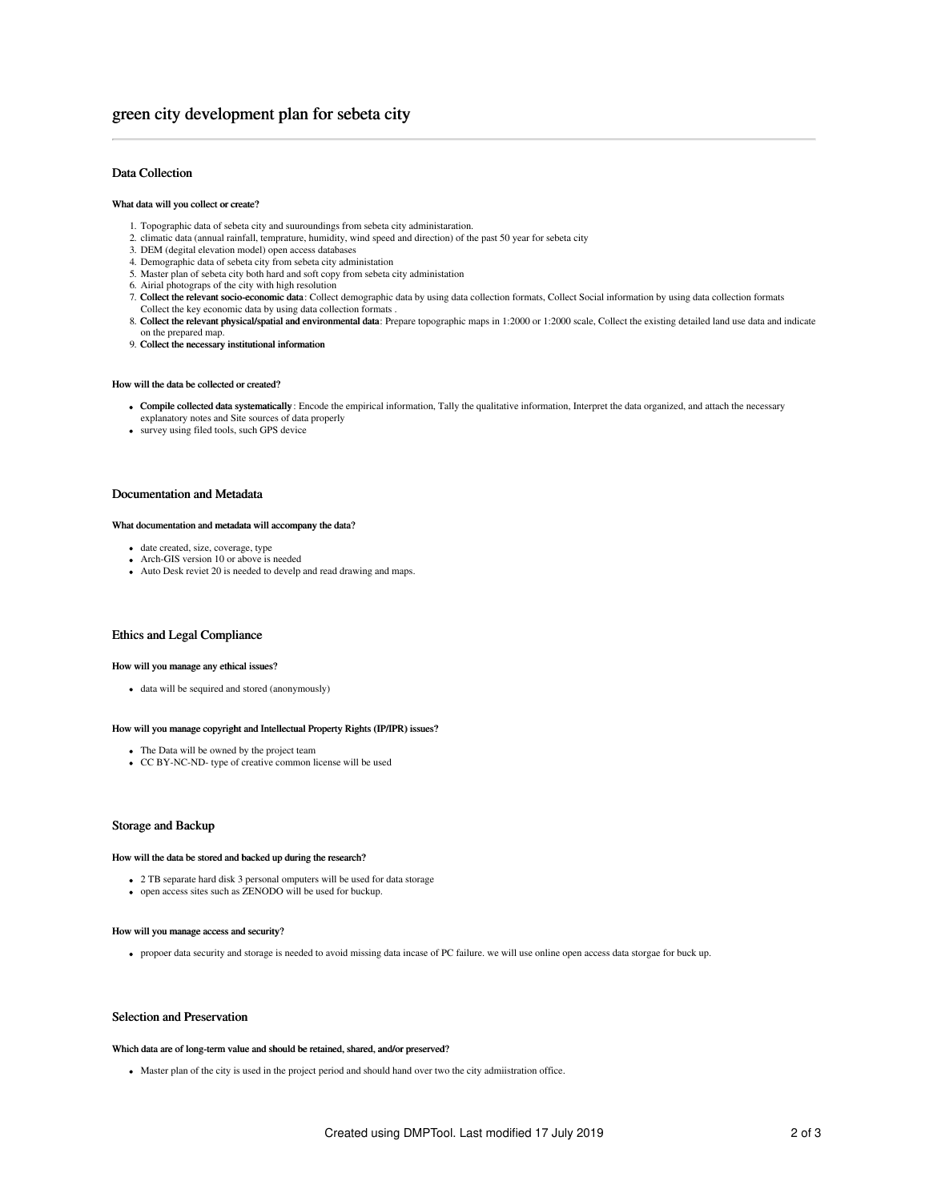# green city development plan for sebeta city

## Data Collection

#### What data will you collect or create?

1. Topographic data of sebeta city and suuroundings from sebeta city administaration.
2. climatic data (annual rainfall, temprature, humidity, wind speed and direction) of the past 50 year for sebeta city
3. DEM (degital elevation model) open access databases
4. Demographic data of sebeta city from sebeta city administation
5. Master plan of sebeta city both hard and soft copy from sebeta city administation
6. Airial photograps of the city with high resolution
7. **Collect the relevant socio-economic data**: Collect demographic data by using data collection formats, Collect Social information by using data collection formats Collect the key economic data by using data collection formats .
8. **Collect the relevant physical/spatial and environmental data**: Prepare topographic maps in 1:2000 or 1:2000 scale, Collect the existing detailed land use data and indicate on the prepared map.
9. **Collect the necessary institutional information**

#### How will the data be collected or created?

- **Compile collected data systematically**: Encode the empirical information, Tally the qualitative information, Interpret the data organized, and attach the necessary explanatory notes and Site sources of data properly
- survey using filed tools, such GPS device

## Documentation and Metadata

#### What documentation and metadata will accompany the data?

- date created, size, coverage, type
- Arch-GIS version 10 or above is needed
- Auto Desk reviet 20 is needed to develp and read drawing and maps.

## Ethics and Legal Compliance

#### How will you manage any ethical issues?

- data will be sequired and stored (anonymously)

#### How will you manage copyright and Intellectual Property Rights (IP/IPR) issues?

- The Data will be owned by the project team
- CC BY-NC-ND- type of creative common license will be used

## Storage and Backup

#### How will the data be stored and backed up during the research?

- 2 TB separate hard disk 3 personal omputers will be used for data storage
- open access sites such as ZENODO will be used for buckup.

#### How will you manage access and security?

- propoer data security and storage is needed to avoid missing data incase of PC failure. we will use online open access data storgae for buck up.

## Selection and Preservation

#### Which data are of long-term value and should be retained, shared, and/or preserved?

- Master plan of the city is used in the project period and should hand over two the city admiistration office.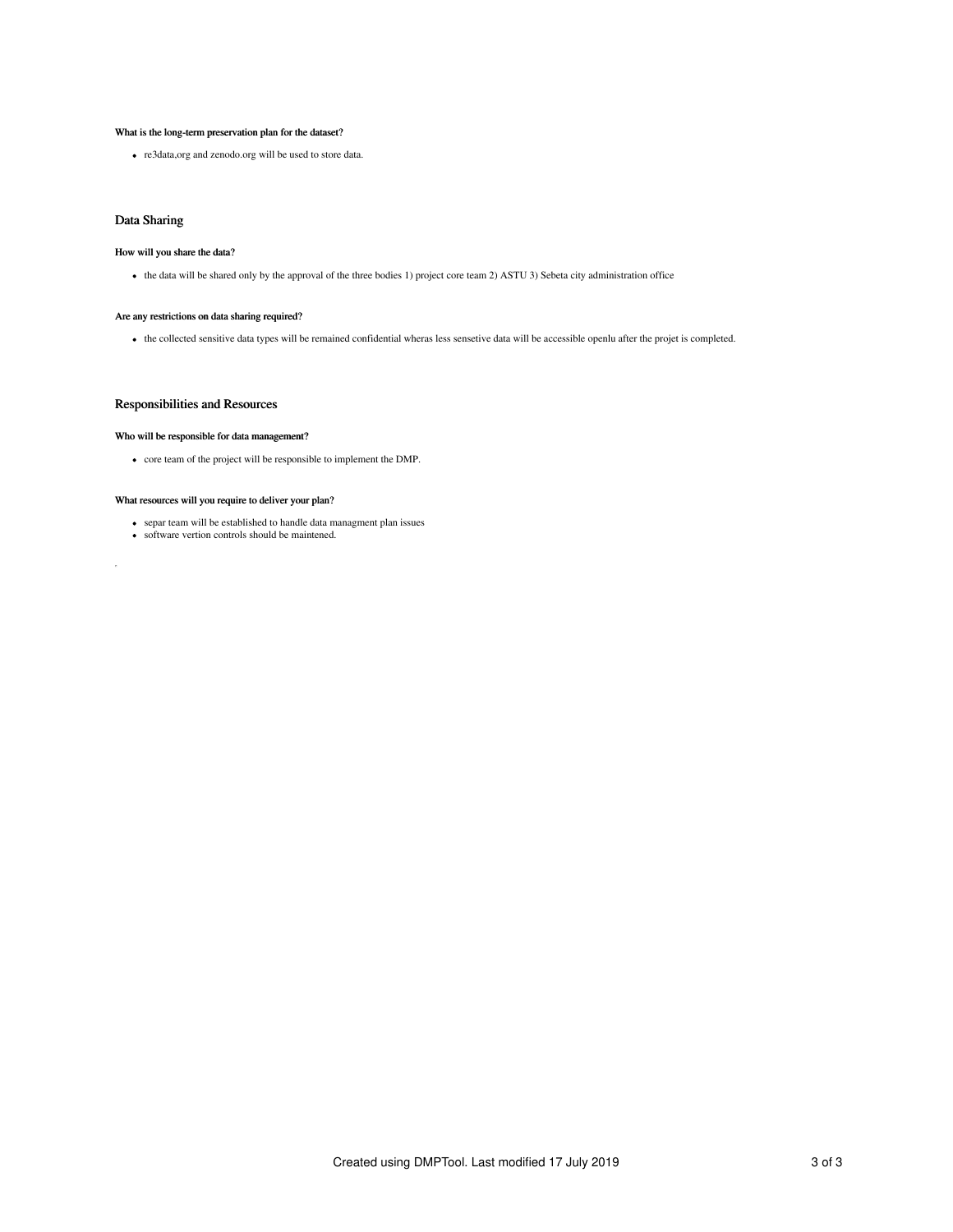#### What is the long-term preservation plan for the dataset?

- re3data,org and zenodo.org will be used to store data.

### Data Sharing

#### How will you share the data?

- the data will be shared only by the approval of the three bodies 1) project core team 2) ASTU 3) Sebeta city administration office

#### Are any restrictions on data sharing required?

- the collected sensitive data types will be remained confidential wheras less sensetive data will be accessible openlu after the projet is completed.

### Responsibilities and Resources

#### Who will be responsible for data management?

- core team of the project will be responsible to implement the DMP.

#### What resources will you require to deliver your plan?

- separ team will be established to handle data managment plan issues
- software vertion controls should be maintened.

Created using DMPTool. Last modified 17 July 2019